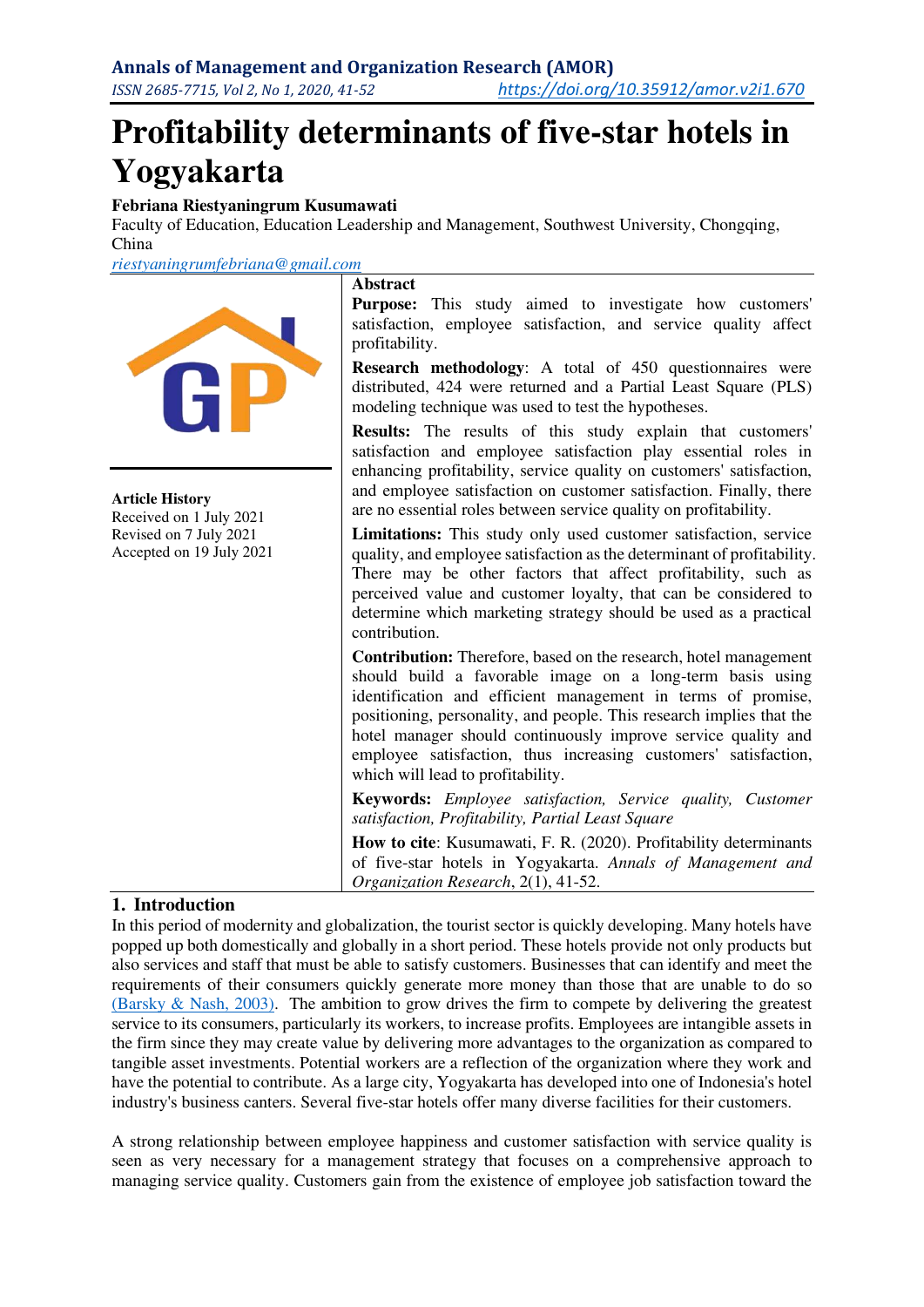# Profitability determinants of five-star hotels in Yogyakarta

**Febriana Riestyaningrum Kusumawati**

Faculty of Education, Education Leadership and Management, Southwest University, Chongqing, China

riestyaningrumfebriana@gmail.com

**Article History**

Received on 1 July 2021

Revised on 7 July 2021

Accepted on 19 July 2021

## Abstract

**Purpose:** This study aimed to investigate how customers' satisfaction, employee satisfaction, and service quality affect profitability.

**Research methodology**: A total of 450 questionnaires were distributed, 424 were returned and a Partial Least Square (PLS) modeling technique was used to test the hypotheses.

**Results:** The results of this study explain that customers' satisfaction and employee satisfaction play essential roles in enhancing profitability, service quality on customers' satisfaction, and employee satisfaction on customer satisfaction. Finally, there are no essential roles between service quality on profitability.

**Limitations:** This study only used customer satisfaction, service quality, and employee satisfaction as the determinant of profitability. There may be other factors that affect profitability, such as perceived value and customer loyalty, that can be considered to determine which marketing strategy should be used as a practical contribution.

**Contribution:** Therefore, based on the research, hotel management should build a favorable image on a long-term basis using identification and efficient management in terms of promise, positioning, personality, and people. This research implies that the hotel manager should continuously improve service quality and employee satisfaction, thus increasing customers' satisfaction, which will lead to profitability.

**Keywords:** *Employee satisfaction, Service quality, Customer satisfaction, Profitability, Partial Least Square*

**How to cite**: Kusumawati, F. R. (2020). Profitability determinants of five-star hotels in Yogyakarta. *Annals of Management and Organization Research*, 2(1), 41-52.

## 1. Introduction

In this period of modernity and globalization, the tourist sector is quickly developing. Many hotels have popped up both domestically and globally in a short period. These hotels provide not only products but also services and staff that must be able to satisfy customers. Businesses that can identify and meet the requirements of their consumers quickly generate more money than those that are unable to do so (Barsky & Nash, 2003). The ambition to grow drives the firm to compete by delivering the greatest service to its consumers, particularly its workers, to increase profits. Employees are intangible assets in the firm since they may create value by delivering more advantages to the organization as compared to tangible asset investments. Potential workers are a reflection of the organization where they work and have the potential to contribute. As a large city, Yogyakarta has developed into one of Indonesia's hotel industry's business canters. Several five-star hotels offer many diverse facilities for their customers.

A strong relationship between employee happiness and customer satisfaction with service quality is seen as very necessary for a management strategy that focuses on a comprehensive approach to managing service quality. Customers gain from the existence of employee job satisfaction toward the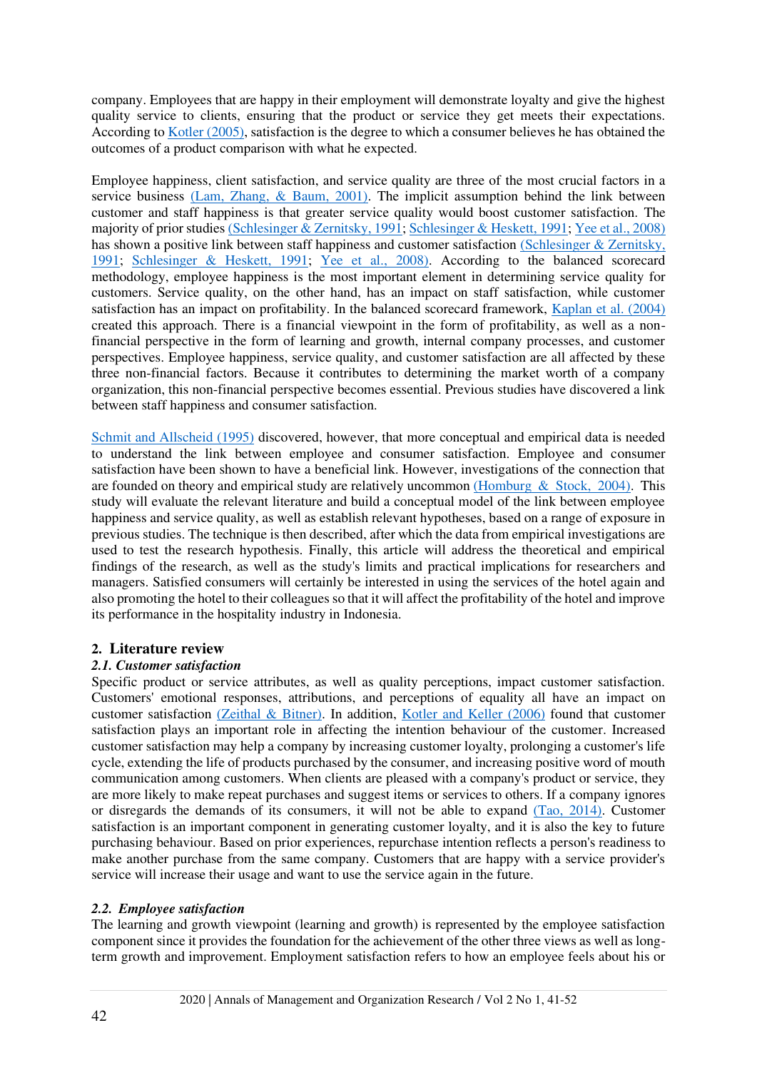company. Employees that are happy in their employment will demonstrate loyalty and give the highest quality service to clients, ensuring that the product or service they get meets their expectations. According to Kotler (2005), satisfaction is the degree to which a consumer believes he has obtained the outcomes of a product comparison with what he expected.

Employee happiness, client satisfaction, and service quality are three of the most crucial factors in a service business (Lam, Zhang, & Baum, 2001). The implicit assumption behind the link between customer and staff happiness is that greater service quality would boost customer satisfaction. The majority of prior studies (Schlesinger & Zernitsky, 1991; Schlesinger & Heskett, 1991; Yee et al., 2008) has shown a positive link between staff happiness and customer satisfaction (Schlesinger & Zernitsky, 1991; Schlesinger & Heskett, 1991; Yee et al., 2008). According to the balanced scorecard methodology, employee happiness is the most important element in determining service quality for customers. Service quality, on the other hand, has an impact on staff satisfaction, while customer satisfaction has an impact on profitability. In the balanced scorecard framework, Kaplan et al. (2004) created this approach. There is a financial viewpoint in the form of profitability, as well as a non-financial perspective in the form of learning and growth, internal company processes, and customer perspectives. Employee happiness, service quality, and customer satisfaction are all affected by these three non-financial factors. Because it contributes to determining the market worth of a company organization, this non-financial perspective becomes essential. Previous studies have discovered a link between staff happiness and consumer satisfaction.

Schmit and Allscheid (1995) discovered, however, that more conceptual and empirical data is needed to understand the link between employee and consumer satisfaction. Employee and consumer satisfaction have been shown to have a beneficial link. However, investigations of the connection that are founded on theory and empirical study are relatively uncommon (Homburg & Stock, 2004). This study will evaluate the relevant literature and build a conceptual model of the link between employee happiness and service quality, as well as establish relevant hypotheses, based on a range of exposure in previous studies. The technique is then described, after which the data from empirical investigations are used to test the research hypothesis. Finally, this article will address the theoretical and empirical findings of the research, as well as the study's limits and practical implications for researchers and managers. Satisfied consumers will certainly be interested in using the services of the hotel again and also promoting the hotel to their colleagues so that it will affect the profitability of the hotel and improve its performance in the hospitality industry in Indonesia.

## 2. Literature review

### *2.1. Customer satisfaction*

Specific product or service attributes, as well as quality perceptions, impact customer satisfaction. Customers' emotional responses, attributions, and perceptions of equality all have an impact on customer satisfaction (Zeithal & Bitner). In addition, Kotler and Keller (2006) found that customer satisfaction plays an important role in affecting the intention behaviour of the customer. Increased customer satisfaction may help a company by increasing customer loyalty, prolonging a customer's life cycle, extending the life of products purchased by the consumer, and increasing positive word of mouth communication among customers. When clients are pleased with a company's product or service, they are more likely to make repeat purchases and suggest items or services to others. If a company ignores or disregards the demands of its consumers, it will not be able to expand (Tao, 2014). Customer satisfaction is an important component in generating customer loyalty, and it is also the key to future purchasing behaviour. Based on prior experiences, repurchase intention reflects a person's readiness to make another purchase from the same company. Customers that are happy with a service provider's service will increase their usage and want to use the service again in the future.

### *2.2. Employee satisfaction*

The learning and growth viewpoint (learning and growth) is represented by the employee satisfaction component since it provides the foundation for the achievement of the other three views as well as long-term growth and improvement. Employment satisfaction refers to how an employee feels about his or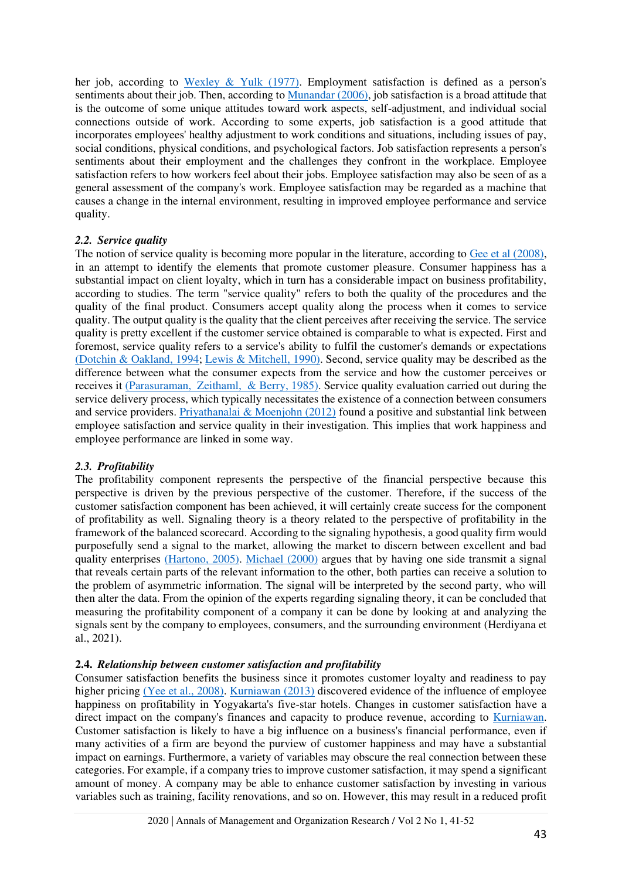her job, according to Wexley & Yulk (1977). Employment satisfaction is defined as a person's sentiments about their job. Then, according to Munandar (2006), job satisfaction is a broad attitude that is the outcome of some unique attitudes toward work aspects, self-adjustment, and individual social connections outside of work. According to some experts, job satisfaction is a good attitude that incorporates employees' healthy adjustment to work conditions and situations, including issues of pay, social conditions, physical conditions, and psychological factors. Job satisfaction represents a person's sentiments about their employment and the challenges they confront in the workplace. Employee satisfaction refers to how workers feel about their jobs. Employee satisfaction may also be seen of as a general assessment of the company's work. Employee satisfaction may be regarded as a machine that causes a change in the internal environment, resulting in improved employee performance and service quality.

### *2.2. Service quality*

The notion of service quality is becoming more popular in the literature, according to Gee et al (2008), in an attempt to identify the elements that promote customer pleasure. Consumer happiness has a substantial impact on client loyalty, which in turn has a considerable impact on business profitability, according to studies. The term "service quality" refers to both the quality of the procedures and the quality of the final product. Consumers accept quality along the process when it comes to service quality. The output quality is the quality that the client perceives after receiving the service. The service quality is pretty excellent if the customer service obtained is comparable to what is expected. First and foremost, service quality refers to a service's ability to fulfil the customer's demands or expectations (Dotchin & Oakland, 1994; Lewis & Mitchell, 1990). Second, service quality may be described as the difference between what the consumer expects from the service and how the customer perceives or receives it (Parasuraman, Zeithaml, & Berry, 1985). Service quality evaluation carried out during the service delivery process, which typically necessitates the existence of a connection between consumers and service providers. Priyathanalai & Moenjohn (2012) found a positive and substantial link between employee satisfaction and service quality in their investigation. This implies that work happiness and employee performance are linked in some way.

### *2.3. Profitability*

The profitability component represents the perspective of the financial perspective because this perspective is driven by the previous perspective of the customer. Therefore, if the success of the customer satisfaction component has been achieved, it will certainly create success for the component of profitability as well. Signaling theory is a theory related to the perspective of profitability in the framework of the balanced scorecard. According to the signaling hypothesis, a good quality firm would purposefully send a signal to the market, allowing the market to discern between excellent and bad quality enterprises (Hartono, 2005). Michael (2000) argues that by having one side transmit a signal that reveals certain parts of the relevant information to the other, both parties can receive a solution to the problem of asymmetric information. The signal will be interpreted by the second party, who will then alter the data. From the opinion of the experts regarding signaling theory, it can be concluded that measuring the profitability component of a company it can be done by looking at and analyzing the signals sent by the company to employees, consumers, and the surrounding environment (Herdiyana et al., 2021).

### 2.4. *Relationship between customer satisfaction and profitability*

Consumer satisfaction benefits the business since it promotes customer loyalty and readiness to pay higher pricing (Yee et al., 2008). Kurniawan (2013) discovered evidence of the influence of employee happiness on profitability in Yogyakarta's five-star hotels. Changes in customer satisfaction have a direct impact on the company's finances and capacity to produce revenue, according to Kurniawan. Customer satisfaction is likely to have a big influence on a business's financial performance, even if many activities of a firm are beyond the purview of customer happiness and may have a substantial impact on earnings. Furthermore, a variety of variables may obscure the real connection between these categories. For example, if a company tries to improve customer satisfaction, it may spend a significant amount of money. A company may be able to enhance customer satisfaction by investing in various variables such as training, facility renovations, and so on. However, this may result in a reduced profit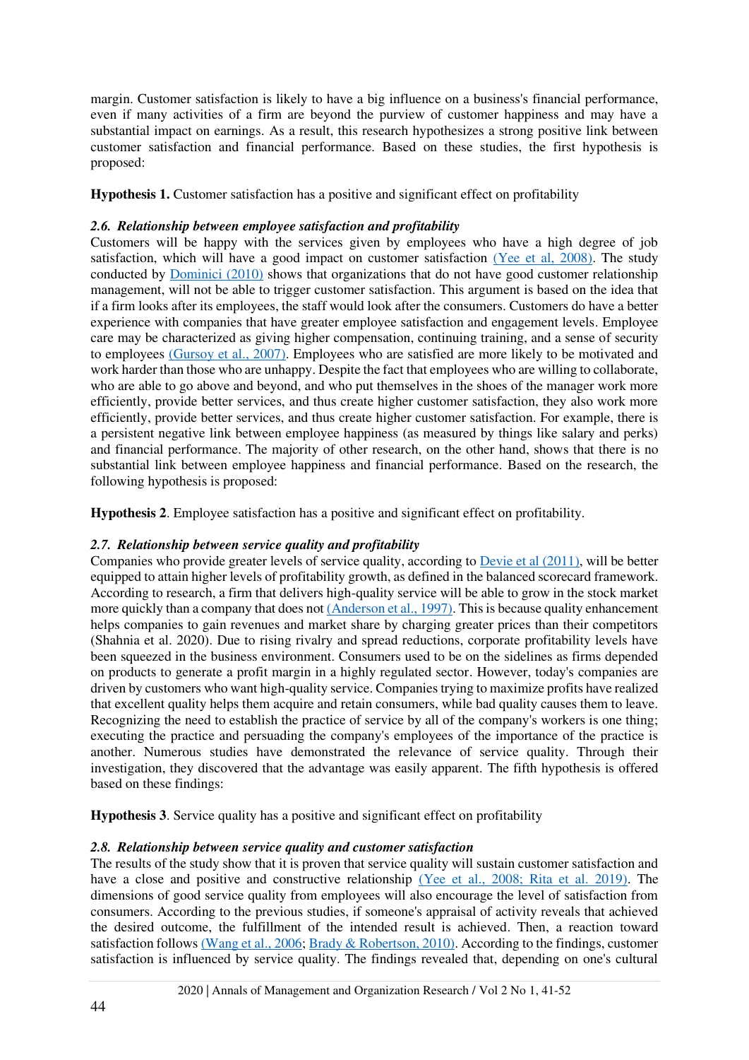margin. Customer satisfaction is likely to have a big influence on a business's financial performance, even if many activities of a firm are beyond the purview of customer happiness and may have a substantial impact on earnings. As a result, this research hypothesizes a strong positive link between customer satisfaction and financial performance. Based on these studies, the first hypothesis is proposed:

**Hypothesis 1.** Customer satisfaction has a positive and significant effect on profitability

### *2.6. Relationship between employee satisfaction and profitability*

Customers will be happy with the services given by employees who have a high degree of job satisfaction, which will have a good impact on customer satisfaction (Yee et al, 2008). The study conducted by Dominici (2010) shows that organizations that do not have good customer relationship management, will not be able to trigger customer satisfaction. This argument is based on the idea that if a firm looks after its employees, the staff would look after the consumers. Customers do have a better experience with companies that have greater employee satisfaction and engagement levels. Employee care may be characterized as giving higher compensation, continuing training, and a sense of security to employees (Gursoy et al., 2007). Employees who are satisfied are more likely to be motivated and work harder than those who are unhappy. Despite the fact that employees who are willing to collaborate, who are able to go above and beyond, and who put themselves in the shoes of the manager work more efficiently, provide better services, and thus create higher customer satisfaction, they also work more efficiently, provide better services, and thus create higher customer satisfaction. For example, there is a persistent negative link between employee happiness (as measured by things like salary and perks) and financial performance. The majority of other research, on the other hand, shows that there is no substantial link between employee happiness and financial performance. Based on the research, the following hypothesis is proposed:

**Hypothesis 2**. Employee satisfaction has a positive and significant effect on profitability.

### *2.7. Relationship between service quality and profitability*

Companies who provide greater levels of service quality, according to Devie et al (2011), will be better equipped to attain higher levels of profitability growth, as defined in the balanced scorecard framework. According to research, a firm that delivers high-quality service will be able to grow in the stock market more quickly than a company that does not (Anderson et al., 1997). This is because quality enhancement helps companies to gain revenues and market share by charging greater prices than their competitors (Shahnia et al. 2020). Due to rising rivalry and spread reductions, corporate profitability levels have been squeezed in the business environment. Consumers used to be on the sidelines as firms depended on products to generate a profit margin in a highly regulated sector. However, today's companies are driven by customers who want high-quality service. Companies trying to maximize profits have realized that excellent quality helps them acquire and retain consumers, while bad quality causes them to leave. Recognizing the need to establish the practice of service by all of the company's workers is one thing; executing the practice and persuading the company's employees of the importance of the practice is another. Numerous studies have demonstrated the relevance of service quality. Through their investigation, they discovered that the advantage was easily apparent. The fifth hypothesis is offered based on these findings:

**Hypothesis 3**. Service quality has a positive and significant effect on profitability

### *2.8. Relationship between service quality and customer satisfaction*

The results of the study show that it is proven that service quality will sustain customer satisfaction and have a close and positive and constructive relationship (Yee et al., 2008; Rita et al. 2019). The dimensions of good service quality from employees will also encourage the level of satisfaction from consumers. According to the previous studies, if someone's appraisal of activity reveals that achieved the desired outcome, the fulfillment of the intended result is achieved. Then, a reaction toward satisfaction follows (Wang et al., 2006; Brady & Robertson, 2010). According to the findings, customer satisfaction is influenced by service quality. The findings revealed that, depending on one's cultural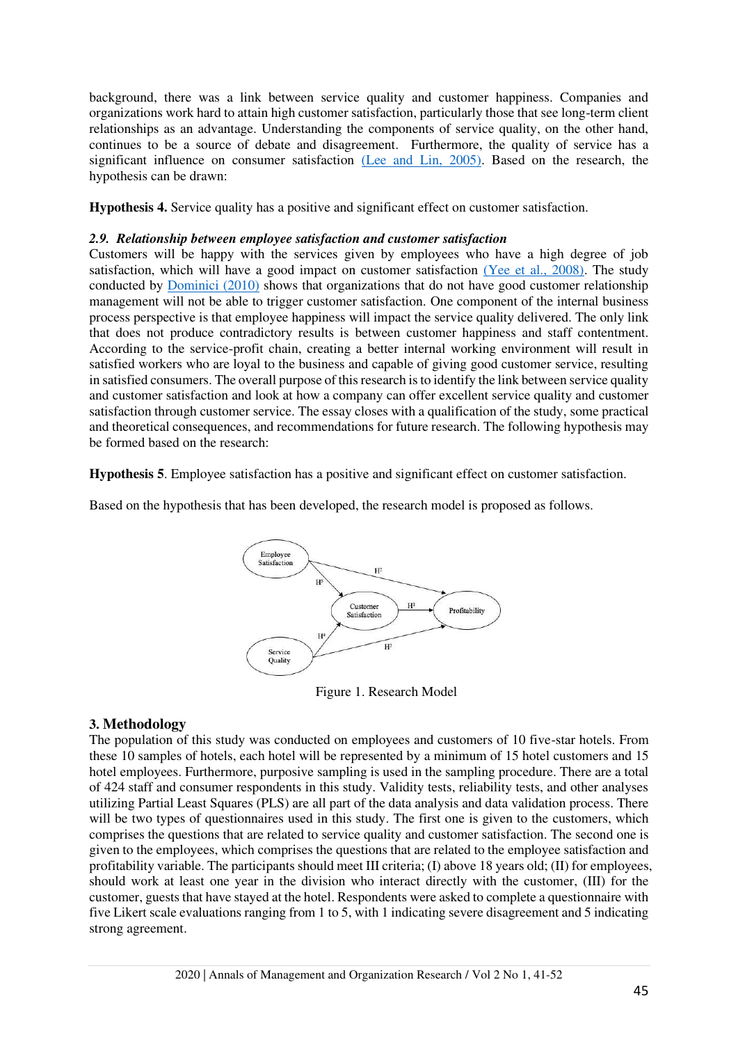background, there was a link between service quality and customer happiness. Companies and organizations work hard to attain high customer satisfaction, particularly those that see long-term client relationships as an advantage. Understanding the components of service quality, on the other hand, continues to be a source of debate and disagreement. Furthermore, the quality of service has a significant influence on consumer satisfaction (Lee and Lin, 2005). Based on the research, the hypothesis can be drawn:

**Hypothesis 4.** Service quality has a positive and significant effect on customer satisfaction.

### *2.9. Relationship between employee satisfaction and customer satisfaction*

Customers will be happy with the services given by employees who have a high degree of job satisfaction, which will have a good impact on customer satisfaction (Yee et al., 2008). The study conducted by Dominici (2010) shows that organizations that do not have good customer relationship management will not be able to trigger customer satisfaction. One component of the internal business process perspective is that employee happiness will impact the service quality delivered. The only link that does not produce contradictory results is between customer happiness and staff contentment. According to the service-profit chain, creating a better internal working environment will result in satisfied workers who are loyal to the business and capable of giving good customer service, resulting in satisfied consumers. The overall purpose of this research is to identify the link between service quality and customer satisfaction and look at how a company can offer excellent service quality and customer satisfaction through customer service. The essay closes with a qualification of the study, some practical and theoretical consequences, and recommendations for future research. The following hypothesis may be formed based on the research:

**Hypothesis 5**. Employee satisfaction has a positive and significant effect on customer satisfaction.

Based on the hypothesis that has been developed, the research model is proposed as follows.

Figure 1. Research Model

## 3. Methodology

The population of this study was conducted on employees and customers of 10 five-star hotels. From these 10 samples of hotels, each hotel will be represented by a minimum of 15 hotel customers and 15 hotel employees. Furthermore, purposive sampling is used in the sampling procedure. There are a total of 424 staff and consumer respondents in this study. Validity tests, reliability tests, and other analyses utilizing Partial Least Squares (PLS) are all part of the data analysis and data validation process. There will be two types of questionnaires used in this study. The first one is given to the customers, which comprises the questions that are related to service quality and customer satisfaction. The second one is given to the employees, which comprises the questions that are related to the employee satisfaction and profitability variable. The participants should meet III criteria; (I) above 18 years old; (II) for employees, should work at least one year in the division who interact directly with the customer, (III) for the customer, guests that have stayed at the hotel. Respondents were asked to complete a questionnaire with five Likert scale evaluations ranging from 1 to 5, with 1 indicating severe disagreement and 5 indicating strong agreement.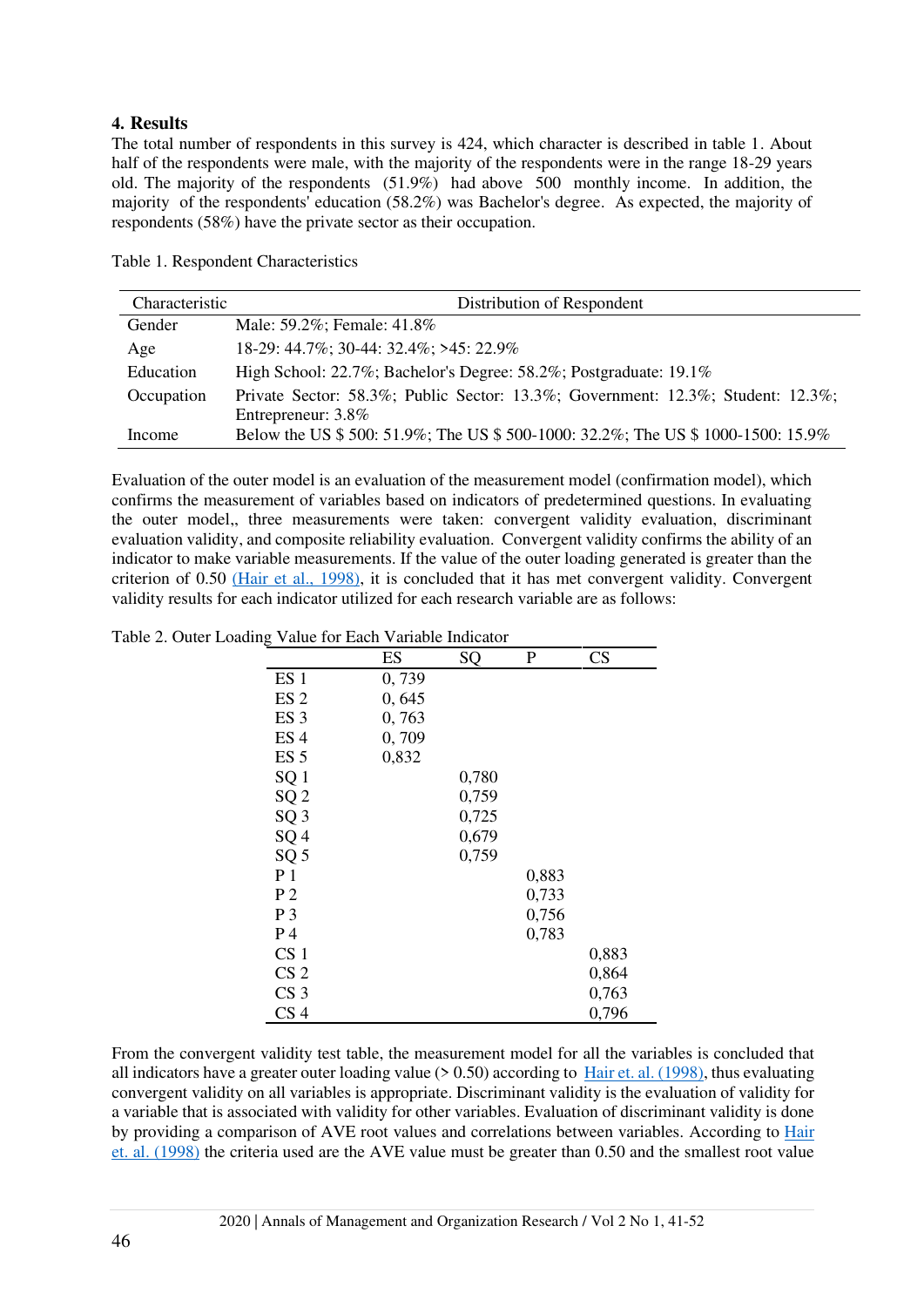## 4. Results

The total number of respondents in this survey is 424, which character is described in table 1. About half of the respondents were male, with the majority of the respondents were in the range 18-29 years old. The majority of the respondents (51.9%) had above 500 monthly income. In addition, the majority of the respondents' education (58.2%) was Bachelor's degree. As expected, the majority of respondents (58%) have the private sector as their occupation.

Table 1. Respondent Characteristics

| Characteristic | Distribution of Respondent |
|---|---|
| Gender | Male: 59.2%; Female: 41.8% |
| Age | 18-29: 44.7%; 30-44: 32.4%; >45: 22.9% |
| Education | High School: 22.7%; Bachelor's Degree: 58.2%; Postgraduate: 19.1% |
| Occupation | Private Sector: 58.3%; Public Sector: 13.3%; Government: 12.3%; Student: 12.3%; Entrepreneur: 3.8% |
| Income | Below the US $ 500: 51.9%; The US $ 500-1000: 32.2%; The US $ 1000-1500: 15.9% |

Evaluation of the outer model is an evaluation of the measurement model (confirmation model), which confirms the measurement of variables based on indicators of predetermined questions. In evaluating the outer model,, three measurements were taken: convergent validity evaluation, discriminant evaluation validity, and composite reliability evaluation. Convergent validity confirms the ability of an indicator to make variable measurements. If the value of the outer loading generated is greater than the criterion of 0.50 (Hair et al., 1998), it is concluded that it has met convergent validity. Convergent validity results for each indicator utilized for each research variable are as follows:

Table 2. Outer Loading Value for Each Variable Indicator

| | ES | SQ | P | CS |
|---|---|---|---|---|
| ES 1 | 0, 739 | | | |
| ES 2 | 0, 645 | | | |
| ES 3 | 0, 763 | | | |
| ES 4 | 0, 709 | | | |
| ES 5 | 0,832 | | | |
| SQ 1 | | 0,780 | | |
| SQ 2 | | 0,759 | | |
| SQ 3 | | 0,725 | | |
| SQ 4 | | 0,679 | | |
| SQ 5 | | 0,759 | | |
| P 1 | | | 0,883 | |
| P 2 | | | 0,733 | |
| P 3 | | | 0,756 | |
| P 4 | | | 0,783 | |
| CS 1 | | | | 0,883 |
| CS 2 | | | | 0,864 |
| CS 3 | | | | 0,763 |
| CS 4 | | | | 0,796 |

From the convergent validity test table, the measurement model for all the variables is concluded that all indicators have a greater outer loading value (> 0.50) according to Hair et. al. (1998), thus evaluating convergent validity on all variables is appropriate. Discriminant validity is the evaluation of validity for a variable that is associated with validity for other variables. Evaluation of discriminant validity is done by providing a comparison of AVE root values and correlations between variables. According to Hair et. al. (1998) the criteria used are the AVE value must be greater than 0.50 and the smallest root value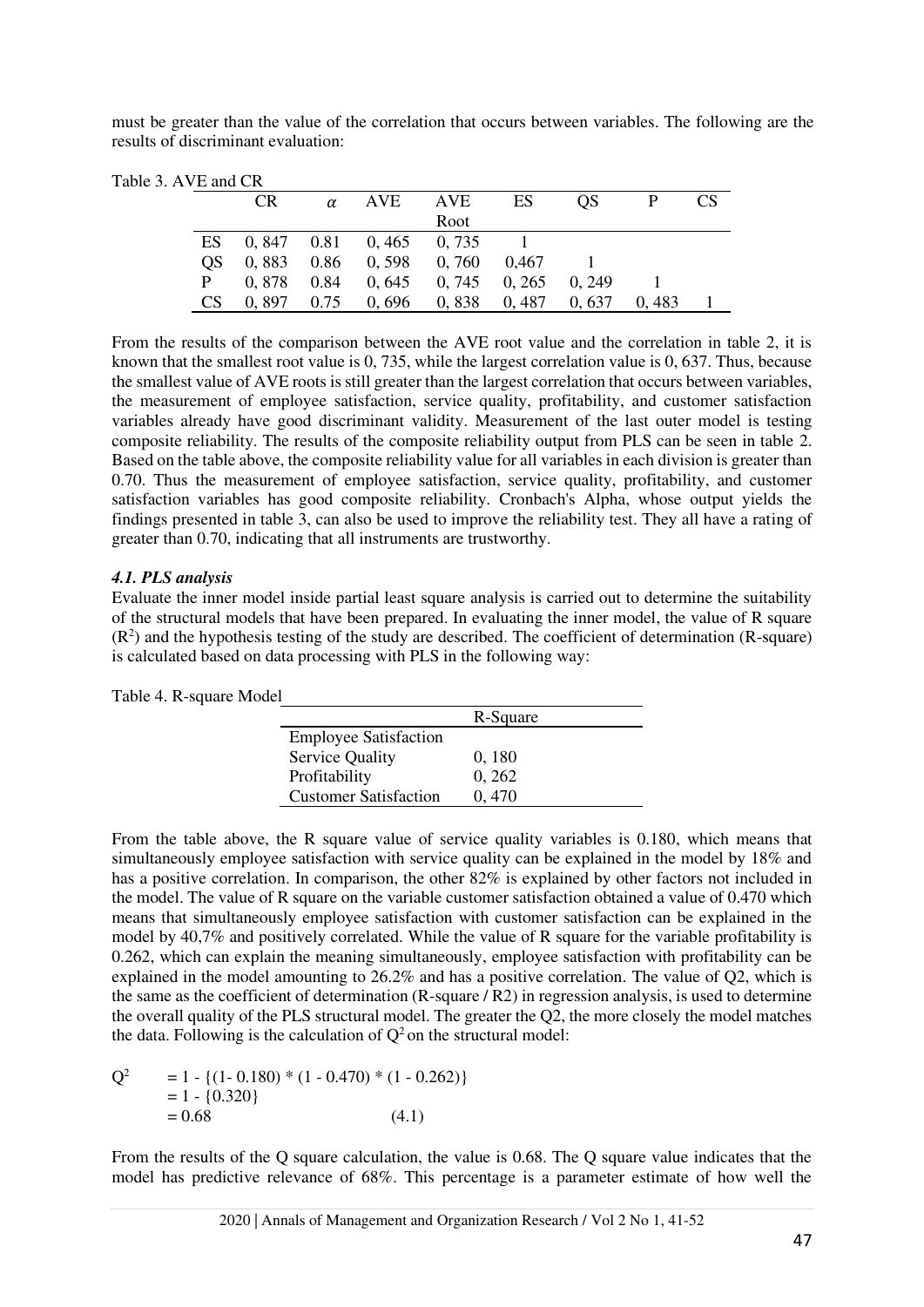must be greater than the value of the correlation that occurs between variables. The following are the results of discriminant evaluation:

Table 3. AVE and CR

| | CR | $\alpha$ | AVE | AVE Root | ES | QS | P | CS |
|---|---|---|---|---|---|---|---|---|
| ES | 0, 847 | 0.81 | 0, 465 | 0, 735 | 1 | | | |
| QS | 0, 883 | 0.86 | 0, 598 | 0, 760 | 0,467 | 1 | | |
| P | 0, 878 | 0.84 | 0, 645 | 0, 745 | 0, 265 | 0, 249 | 1 | |
| CS | 0, 897 | 0.75 | 0, 696 | 0, 838 | 0, 487 | 0, 637 | 0, 483 | 1 |

From the results of the comparison between the AVE root value and the correlation in table 2, it is known that the smallest root value is 0, 735, while the largest correlation value is 0, 637. Thus, because the smallest value of AVE roots is still greater than the largest correlation that occurs between variables, the measurement of employee satisfaction, service quality, profitability, and customer satisfaction variables already have good discriminant validity. Measurement of the last outer model is testing composite reliability. The results of the composite reliability output from PLS can be seen in table 2. Based on the table above, the composite reliability value for all variables in each division is greater than 0.70. Thus the measurement of employee satisfaction, service quality, profitability, and customer satisfaction variables has good composite reliability. Cronbach's Alpha, whose output yields the findings presented in table 3, can also be used to improve the reliability test. They all have a rating of greater than 0.70, indicating that all instruments are trustworthy.

### *4.1. PLS analysis*

Evaluate the inner model inside partial least square analysis is carried out to determine the suitability of the structural models that have been prepared. In evaluating the inner model, the value of R square ($R^2$) and the hypothesis testing of the study are described. The coefficient of determination (R-square) is calculated based on data processing with PLS in the following way:

Table 4. R-square Model

| | R-Square |
|---|---|
| Employee Satisfaction | |
| Service Quality | 0, 180 |
| Profitability | 0, 262 |
| Customer Satisfaction | 0, 470 |

From the table above, the R square value of service quality variables is 0.180, which means that simultaneously employee satisfaction with service quality can be explained in the model by 18% and has a positive correlation. In comparison, the other 82% is explained by other factors not included in the model. The value of R square on the variable customer satisfaction obtained a value of 0.470 which means that simultaneously employee satisfaction with customer satisfaction can be explained in the model by 40,7% and positively correlated. While the value of R square for the variable profitability is 0.262, which can explain the meaning simultaneously, employee satisfaction with profitability can be explained in the model amounting to 26.2% and has a positive correlation. The value of Q2, which is the same as the coefficient of determination (R-square / R2) in regression analysis, is used to determine the overall quality of the PLS structural model. The greater the Q2, the more closely the model matches the data. Following is the calculation of $Q^2$ on the structural model:

$$
\begin{aligned}
Q^2 &= 1 - \{(1- 0.180) * (1 - 0.470) * (1 - 0.262)\} \\
&= 1 - \{0.320\} \\
&= 0.68 \qquad (4.1)
\end{aligned}
$$

From the results of the Q square calculation, the value is 0.68. The Q square value indicates that the model has predictive relevance of 68%. This percentage is a parameter estimate of how well the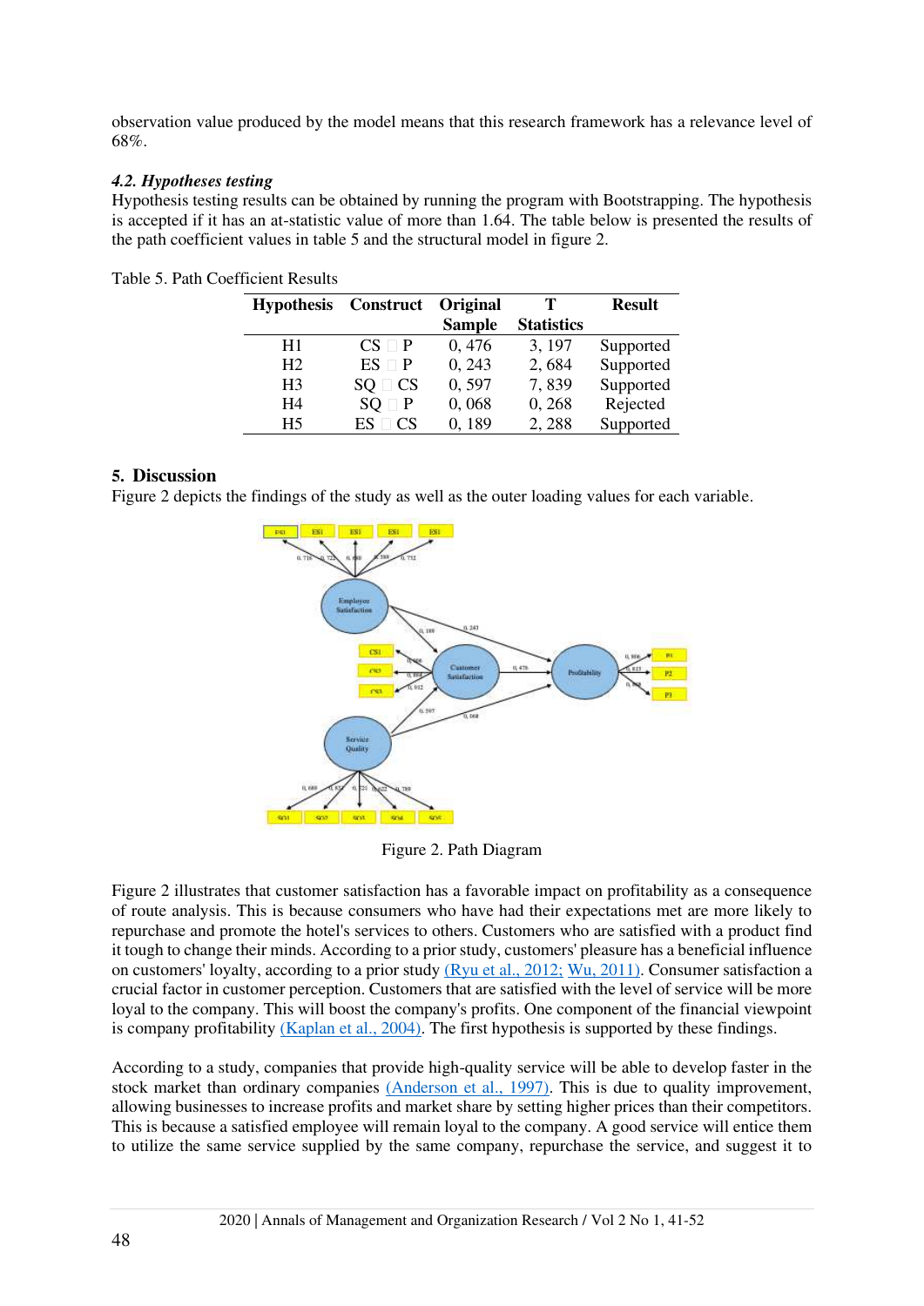observation value produced by the model means that this research framework has a relevance level of 68%.

### *4.2. Hypotheses testing*

Hypothesis testing results can be obtained by running the program with Bootstrapping. The hypothesis is accepted if it has an at-statistic value of more than 1.64. The table below is presented the results of the path coefficient values in table 5 and the structural model in figure 2.

Table 5. Path Coefficient Results

| Hypothesis | Construct | Original Sample | T Statistics | Result |
|---|---|---|---|---|
| H1 | CS  P | 0, 476 | 3, 197 | Supported |
| H2 | ES  P | 0, 243 | 2, 684 | Supported |
| H3 | SQ  CS | 0, 597 | 7, 839 | Supported |
| H4 | SQ  P | 0, 068 | 0, 268 | Rejected |
| H5 | ES  CS | 0, 189 | 2, 288 | Supported |

## 5. Discussion

Figure 2 depicts the findings of the study as well as the outer loading values for each variable.

Figure 2. Path Diagram

Figure 2 illustrates that customer satisfaction has a favorable impact on profitability as a consequence of route analysis. This is because consumers who have had their expectations met are more likely to repurchase and promote the hotel's services to others. Customers who are satisfied with a product find it tough to change their minds. According to a prior study, customers' pleasure has a beneficial influence on customers' loyalty, according to a prior study (Ryu et al., 2012; Wu, 2011). Consumer satisfaction a crucial factor in customer perception. Customers that are satisfied with the level of service will be more loyal to the company. This will boost the company's profits. One component of the financial viewpoint is company profitability (Kaplan et al., 2004). The first hypothesis is supported by these findings.

According to a study, companies that provide high-quality service will be able to develop faster in the stock market than ordinary companies (Anderson et al., 1997). This is due to quality improvement, allowing businesses to increase profits and market share by setting higher prices than their competitors. This is because a satisfied employee will remain loyal to the company. A good service will entice them to utilize the same service supplied by the same company, repurchase the service, and suggest it to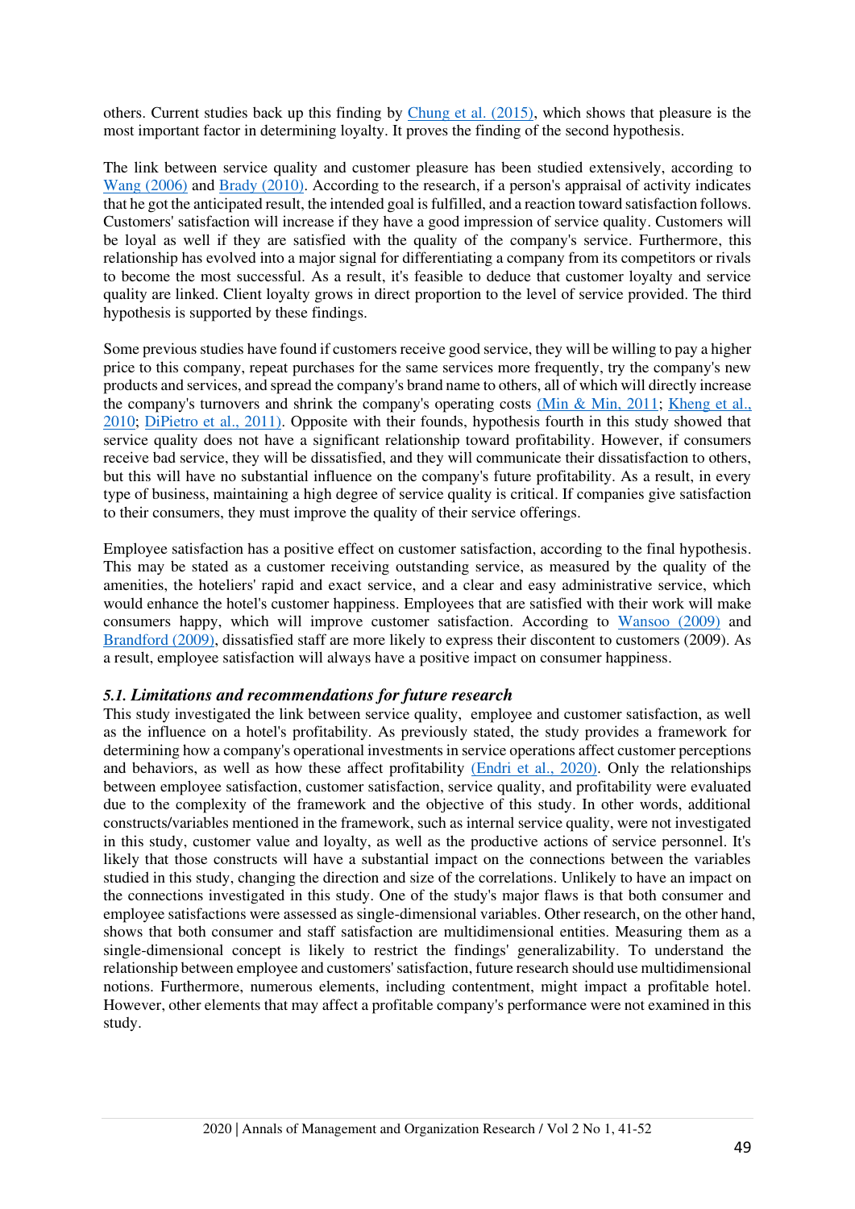others. Current studies back up this finding by Chung et al. (2015), which shows that pleasure is the most important factor in determining loyalty. It proves the finding of the second hypothesis.

The link between service quality and customer pleasure has been studied extensively, according to Wang (2006) and Brady (2010). According to the research, if a person's appraisal of activity indicates that he got the anticipated result, the intended goal is fulfilled, and a reaction toward satisfaction follows. Customers' satisfaction will increase if they have a good impression of service quality. Customers will be loyal as well if they are satisfied with the quality of the company's service. Furthermore, this relationship has evolved into a major signal for differentiating a company from its competitors or rivals to become the most successful. As a result, it's feasible to deduce that customer loyalty and service quality are linked. Client loyalty grows in direct proportion to the level of service provided. The third hypothesis is supported by these findings.

Some previous studies have found if customers receive good service, they will be willing to pay a higher price to this company, repeat purchases for the same services more frequently, try the company's new products and services, and spread the company's brand name to others, all of which will directly increase the company's turnovers and shrink the company's operating costs (Min & Min, 2011; Kheng et al., 2010; DiPietro et al., 2011). Opposite with their founds, hypothesis fourth in this study showed that service quality does not have a significant relationship toward profitability. However, if consumers receive bad service, they will be dissatisfied, and they will communicate their dissatisfaction to others, but this will have no substantial influence on the company's future profitability. As a result, in every type of business, maintaining a high degree of service quality is critical. If companies give satisfaction to their consumers, they must improve the quality of their service offerings.

Employee satisfaction has a positive effect on customer satisfaction, according to the final hypothesis. This may be stated as a customer receiving outstanding service, as measured by the quality of the amenities, the hoteliers' rapid and exact service, and a clear and easy administrative service, which would enhance the hotel's customer happiness. Employees that are satisfied with their work will make consumers happy, which will improve customer satisfaction. According to Wansoo (2009) and Brandford (2009), dissatisfied staff are more likely to express their discontent to customers (2009). As a result, employee satisfaction will always have a positive impact on consumer happiness.

### *5.1. Limitations and recommendations for future research*

This study investigated the link between service quality, employee and customer satisfaction, as well as the influence on a hotel's profitability. As previously stated, the study provides a framework for determining how a company's operational investments in service operations affect customer perceptions and behaviors, as well as how these affect profitability (Endri et al., 2020). Only the relationships between employee satisfaction, customer satisfaction, service quality, and profitability were evaluated due to the complexity of the framework and the objective of this study. In other words, additional constructs/variables mentioned in the framework, such as internal service quality, were not investigated in this study, customer value and loyalty, as well as the productive actions of service personnel. It's likely that those constructs will have a substantial impact on the connections between the variables studied in this study, changing the direction and size of the correlations. Unlikely to have an impact on the connections investigated in this study. One of the study's major flaws is that both consumer and employee satisfactions were assessed as single-dimensional variables. Other research, on the other hand, shows that both consumer and staff satisfaction are multidimensional entities. Measuring them as a single-dimensional concept is likely to restrict the findings' generalizability. To understand the relationship between employee and customers' satisfaction, future research should use multidimensional notions. Furthermore, numerous elements, including contentment, might impact a profitable hotel. However, other elements that may affect a profitable company's performance were not examined in this study.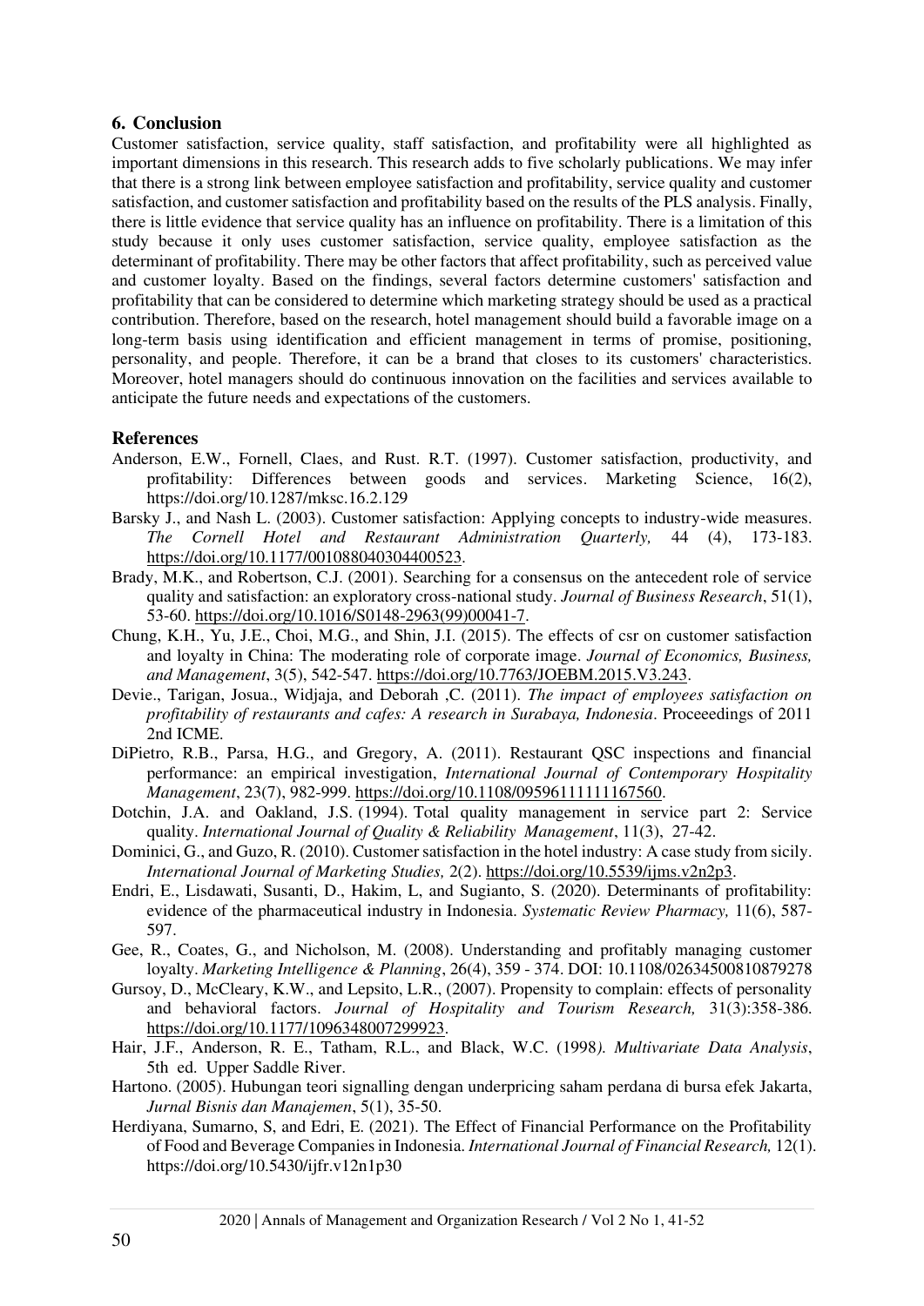## 6. Conclusion

Customer satisfaction, service quality, staff satisfaction, and profitability were all highlighted as important dimensions in this research. This research adds to five scholarly publications. We may infer that there is a strong link between employee satisfaction and profitability, service quality and customer satisfaction, and customer satisfaction and profitability based on the results of the PLS analysis. Finally, there is little evidence that service quality has an influence on profitability. There is a limitation of this study because it only uses customer satisfaction, service quality, employee satisfaction as the determinant of profitability. There may be other factors that affect profitability, such as perceived value and customer loyalty. Based on the findings, several factors determine customers' satisfaction and profitability that can be considered to determine which marketing strategy should be used as a practical contribution. Therefore, based on the research, hotel management should build a favorable image on a long-term basis using identification and efficient management in terms of promise, positioning, personality, and people. Therefore, it can be a brand that closes to its customers' characteristics. Moreover, hotel managers should do continuous innovation on the facilities and services available to anticipate the future needs and expectations of the customers.

## References

Anderson, E.W., Fornell, Claes, and Rust. R.T. (1997). Customer satisfaction, productivity, and profitability: Differences between goods and services. Marketing Science, 16(2), https://doi.org/10.1287/mksc.16.2.129

Barsky J., and Nash L. (2003). Customer satisfaction: Applying concepts to industry-wide measures. *The Cornell Hotel and Restaurant Administration Quarterly,* 44 (4), 173-183. https://doi.org/10.1177/001088040304400523.

Brady, M.K., and Robertson, C.J. (2001). Searching for a consensus on the antecedent role of service quality and satisfaction: an exploratory cross-national study. *Journal of Business Research*, 51(1), 53-60. https://doi.org/10.1016/S0148-2963(99)00041-7.

Chung, K.H., Yu, J.E., Choi, M.G., and Shin, J.I. (2015). The effects of csr on customer satisfaction and loyalty in China: The moderating role of corporate image. *Journal of Economics, Business, and Management*, 3(5), 542-547. https://doi.org/10.7763/JOEBM.2015.V3.243.

Devie., Tarigan, Josua., Widjaja, and Deborah ,C. (2011). *The impact of employees satisfaction on profitability of restaurants and cafes: A research in Surabaya, Indonesia*. Proceeedings of 2011 2nd ICME.

DiPietro, R.B., Parsa, H.G., and Gregory, A. (2011). Restaurant QSC inspections and financial performance: an empirical investigation, *International Journal of Contemporary Hospitality Management*, 23(7), 982-999. https://doi.org/10.1108/09596111111167560.

Dotchin, J.A. and Oakland, J.S. (1994). Total quality management in service part 2: Service quality. *International Journal of Quality & Reliability Management*, 11(3), 27-42.

Dominici, G., and Guzo, R. (2010). Customer satisfaction in the hotel industry: A case study from sicily. *International Journal of Marketing Studies,* 2(2). https://doi.org/10.5539/ijms.v2n2p3.

Endri, E., Lisdawati, Susanti, D., Hakim, L, and Sugianto, S. (2020). Determinants of profitability: evidence of the pharmaceutical industry in Indonesia. *Systematic Review Pharmacy,* 11(6), 587-597.

Gee, R., Coates, G., and Nicholson, M. (2008). Understanding and profitably managing customer loyalty. *Marketing Intelligence & Planning*, 26(4), 359 - 374. DOI: 10.1108/02634500810879278

Gursoy, D., McCleary, K.W., and Lepsito, L.R., (2007). Propensity to complain: effects of personality and behavioral factors. *Journal of Hospitality and Tourism Research,* 31(3):358-386. https://doi.org/10.1177/1096348007299923.

Hair, J.F., Anderson, R. E., Tatham, R.L., and Black, W.C. (1998*). Multivariate Data Analysis*, 5th ed. Upper Saddle River.

Hartono. (2005). Hubungan teori signalling dengan underpricing saham perdana di bursa efek Jakarta, *Jurnal Bisnis dan Manajemen*, 5(1), 35-50.

Herdiyana, Sumarno, S, and Edri, E. (2021). The Effect of Financial Performance on the Profitability of Food and Beverage Companies in Indonesia. *International Journal of Financial Research,* 12(1). https://doi.org/10.5430/ijfr.v12n1p30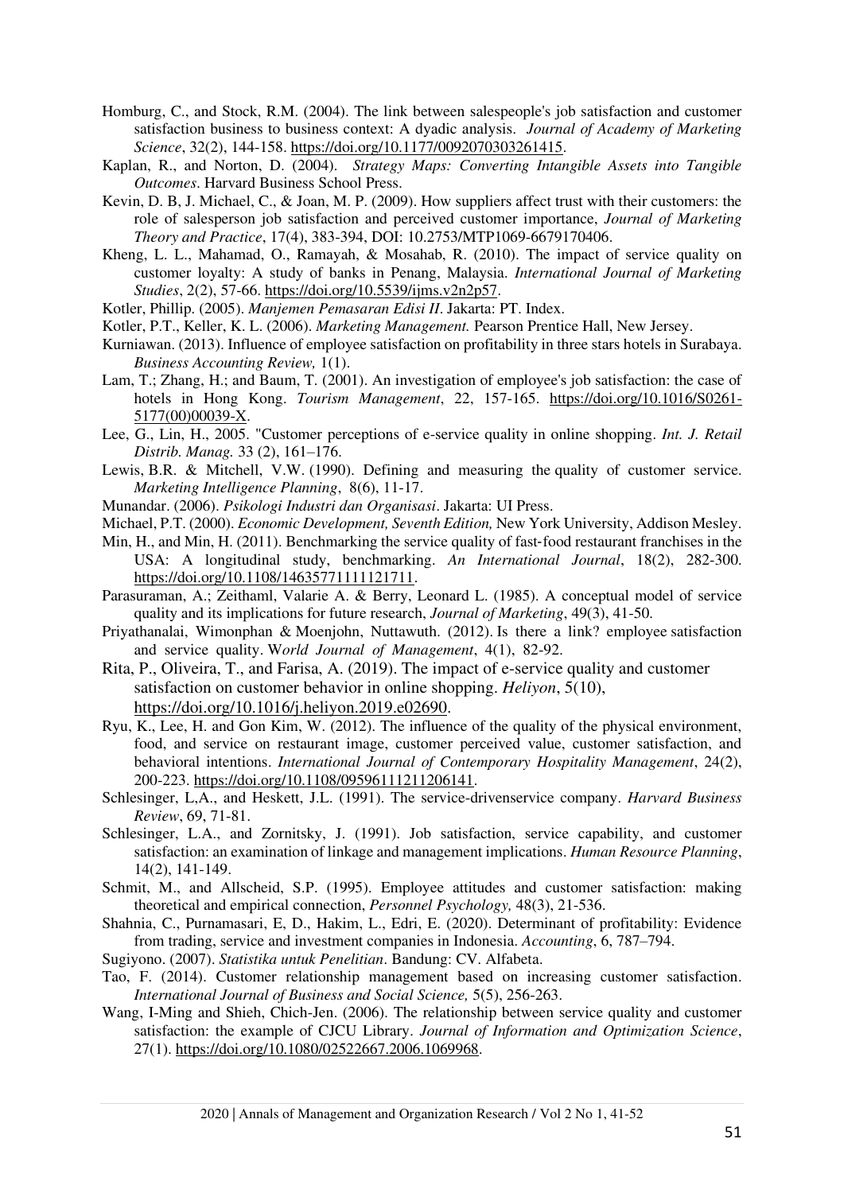Homburg, C., and Stock, R.M. (2004). The link between salespeople's job satisfaction and customer satisfaction business to business context: A dyadic analysis. *Journal of Academy of Marketing Science*, 32(2), 144-158. https://doi.org/10.1177/0092070303261415.

Kaplan, R., and Norton, D. (2004). *Strategy Maps: Converting Intangible Assets into Tangible Outcomes*. Harvard Business School Press.

Kevin, D. B, J. Michael, C., & Joan, M. P. (2009). How suppliers affect trust with their customers: the role of salesperson job satisfaction and perceived customer importance, *Journal of Marketing Theory and Practice*, 17(4), 383-394, DOI: 10.2753/MTP1069-6679170406.

Kheng, L. L., Mahamad, O., Ramayah, & Mosahab, R. (2010). The impact of service quality on customer loyalty: A study of banks in Penang, Malaysia. *International Journal of Marketing Studies*, 2(2), 57-66. https://doi.org/10.5539/ijms.v2n2p57.

Kotler, Phillip. (2005). *Manjemen Pemasaran Edisi II*. Jakarta: PT. Index.

Kotler, P.T., Keller, K. L. (2006). *Marketing Management.* Pearson Prentice Hall, New Jersey.

Kurniawan. (2013). Influence of employee satisfaction on profitability in three stars hotels in Surabaya. *Business Accounting Review,* 1(1).

Lam, T.; Zhang, H.; and Baum, T. (2001). An investigation of employee's job satisfaction: the case of hotels in Hong Kong. *Tourism Management*, 22, 157-165. https://doi.org/10.1016/S0261-5177(00)00039-X.

Lee, G., Lin, H., 2005. "Customer perceptions of e-service quality in online shopping. *Int. J. Retail Distrib. Manag.* 33 (2), 161–176.

Lewis, B.R. & Mitchell, V.W. (1990). Defining and measuring the quality of customer service. *Marketing Intelligence Planning*, 8(6), 11-17.

Munandar. (2006). *Psikologi Industri dan Organisasi*. Jakarta: UI Press.

Michael, P.T. (2000). *Economic Development, Seventh Edition,* New York University, Addison Mesley.

Min, H., and Min, H. (2011). Benchmarking the service quality of fast-food restaurant franchises in the USA: A longitudinal study, benchmarking. *An International Journal*, 18(2), 282-300. https://doi.org/10.1108/14635771111121711.

Parasuraman, A.; Zeithaml, Valarie A. & Berry, Leonard L. (1985). A conceptual model of service quality and its implications for future research, *Journal of Marketing*, 49(3), 41-50.

Priyathanalai, Wimonphan & Moenjohn, Nuttawuth. (2012). Is there a link? employee satisfaction and service quality. W*orld Journal of Management*, 4(1), 82-92.

Rita, P., Oliveira, T., and Farisa, A. (2019). The impact of e-service quality and customer satisfaction on customer behavior in online shopping. *Heliyon*, 5(10), https://doi.org/10.1016/j.heliyon.2019.e02690.

Ryu, K., Lee, H. and Gon Kim, W. (2012). The influence of the quality of the physical environment, food, and service on restaurant image, customer perceived value, customer satisfaction, and behavioral intentions. *International Journal of Contemporary Hospitality Management*, 24(2), 200-223. https://doi.org/10.1108/09596111211206141.

Schlesinger, L,A., and Heskett, J.L. (1991). The service-drivenservice company. *Harvard Business Review*, 69, 71-81.

Schlesinger, L.A., and Zornitsky, J. (1991). Job satisfaction, service capability, and customer satisfaction: an examination of linkage and management implications. *Human Resource Planning*, 14(2), 141-149.

Schmit, M., and Allscheid, S.P. (1995). Employee attitudes and customer satisfaction: making theoretical and empirical connection, *Personnel Psychology,* 48(3), 21-536.

Shahnia, C., Purnamasari, E, D., Hakim, L., Edri, E. (2020). Determinant of profitability: Evidence from trading, service and investment companies in Indonesia. *Accounting*, 6, 787–794.

Sugiyono. (2007). *Statistika untuk Penelitian*. Bandung: CV. Alfabeta.

Tao, F. (2014). Customer relationship management based on increasing customer satisfaction. *International Journal of Business and Social Science,* 5(5), 256-263.

Wang, I-Ming and Shieh, Chich-Jen. (2006). The relationship between service quality and customer satisfaction: the example of CJCU Library. *Journal of Information and Optimization Science*, 27(1). https://doi.org/10.1080/02522667.2006.1069968.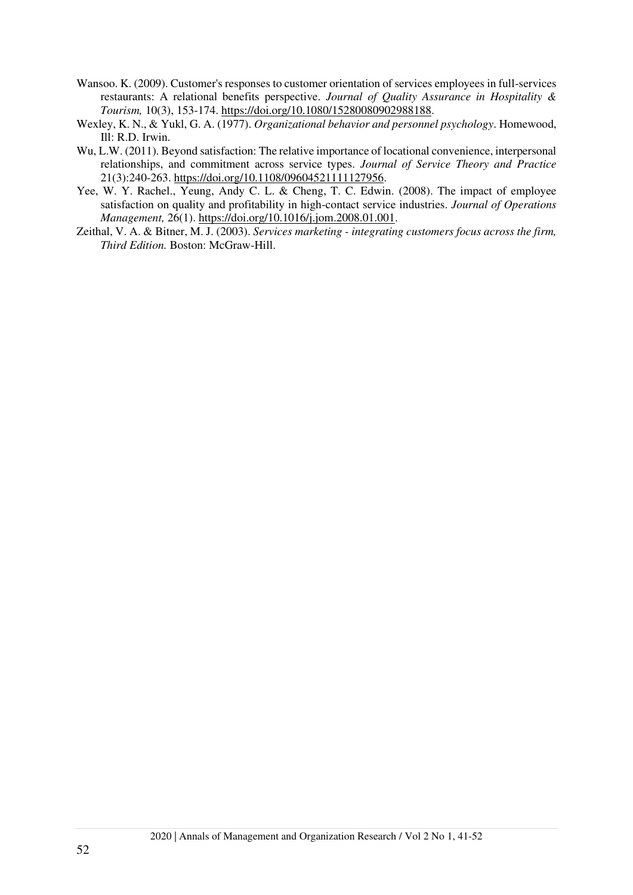Wansoo. K. (2009). Customer's responses to customer orientation of services employees in full-services restaurants: A relational benefits perspective. *Journal of Quality Assurance in Hospitality & Tourism,* 10(3), 153-174. https://doi.org/10.1080/15280080902988188.

Wexley, K. N., & Yukl, G. A. (1977). *Organizational behavior and personnel psychology*. Homewood, Ill: R.D. Irwin.

Wu, L.W. (2011). Beyond satisfaction: The relative importance of locational convenience, interpersonal relationships, and commitment across service types. *Journal of Service Theory and Practice* 21(3):240-263. https://doi.org/10.1108/09604521111127956.

Yee, W. Y. Rachel., Yeung, Andy C. L. & Cheng, T. C. Edwin. (2008). The impact of employee satisfaction on quality and profitability in high-contact service industries. *Journal of Operations Management,* 26(1). https://doi.org/10.1016/j.jom.2008.01.001.

Zeithal, V. A. & Bitner, M. J. (2003). *Services marketing - integrating customers focus across the firm, Third Edition.* Boston: McGraw-Hill.